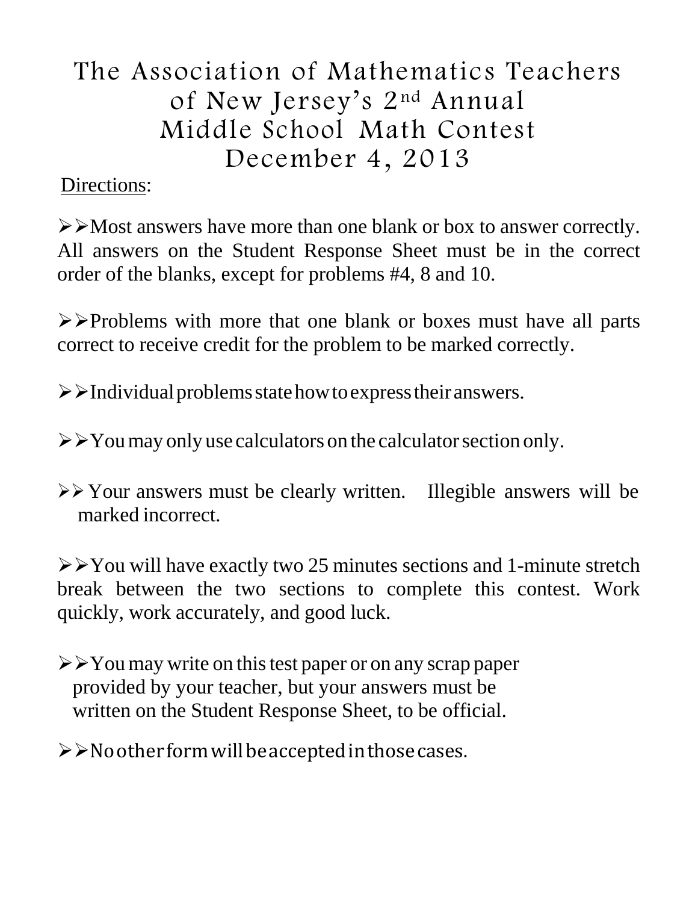# The Association of Mathematics Teachers of New Jersey's 2nd Annual Middle School Math Contest December 4, 2013

Directions:

➢➢Most answers have more than one blank or box to answer correctly. All answers on the Student Response Sheet must be in the correct order of the blanks, except for problems #4, 8 and 10.

➢➢Problems with more that one blank or boxes must have all parts correct to receive credit for the problem to be marked correctly.

➢➢Individual problems state how to express their answers.

➢➢You may only use calculators on the calculator section only.

➢➢Your answers must be clearly written. Illegible answers will be marked incorrect.

➢➢You will have exactly two 25 minutes sections and 1-minute stretch break between the two sections to complete this contest. Work quickly, work accurately, and good luck.

➢➢You may write on this test paper or on any scrap paper provided by your teacher, but your answers must be written on the Student Response Sheet, to be official.

➢➢No other form will be accepted in those cases.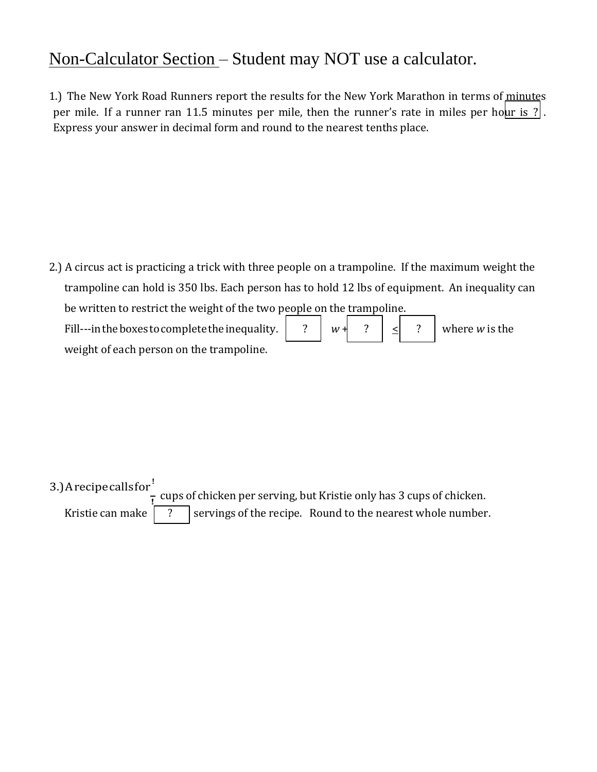<u>Non-Calculator Section</u> – Student may NOT use a calculator.

1.) The New York Road Runners report the results for the New York Marathon in terms of minutes per mile. If a runner ran 11.5 minutes per mile, then the runner's rate in miles per hour is [ ? ]. Express your answer in decimal form and round to the nearest tenths place.

2.) A circus act is practicing a trick with three people on a trampoline. If the maximum weight the trampoline can hold is 350 lbs. Each person has to hold 12 lbs of equipment. An inequality can be written to restrict the weight of the two people on the trampoline.

Fill---in the boxes to complete the inequality. [ ? ] $w$ + [ ? ] $\leq$ [ ? ] where $w$ is the weight of each person on the trampoline.

3.) A recipe calls for $\frac{!}{!}$ cups of chicken per serving, but Kristie only has 3 cups of chicken.

Kristie can make [ ? ] servings of the recipe. Round to the nearest whole number.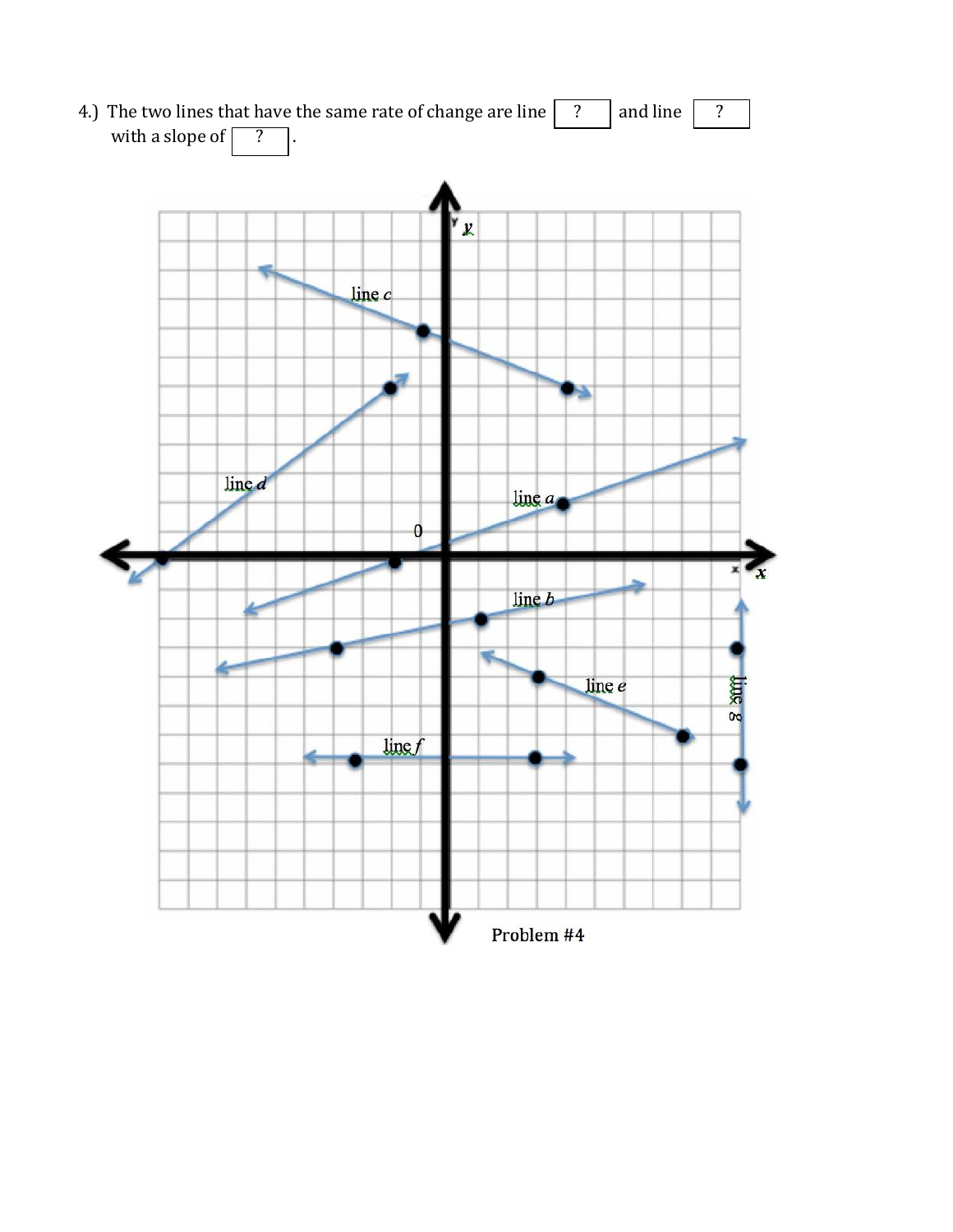4.) The two lines that have the same rate of change are line ? and line ? with a slope of ? .

line c

line d

line a

0

line b

line e

line f

line g

$y$

$x$

Problem #4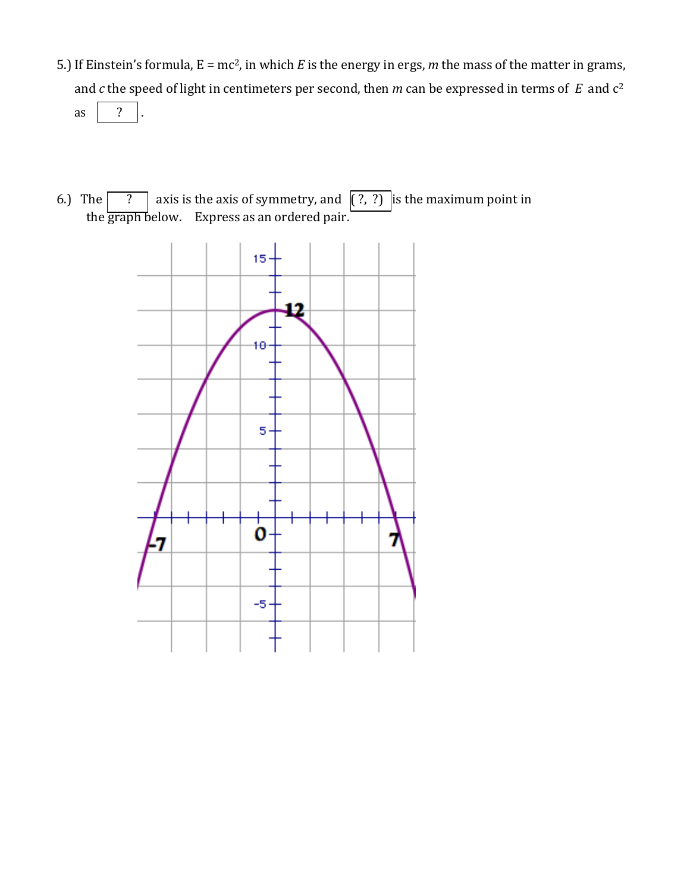5.) If Einstein's formula, $E = mc^2$, in which $E$ is the energy in ergs, $m$ the mass of the matter in grams, and $c$ the speed of light in centimeters per second, then $m$ can be expressed in terms of $E$ and $c^2$ as [ ? ].

6.) The [ ? ] axis is the axis of symmetry, and [ (?, ?) ] is the maximum point in the graph below. Express as an ordered pair.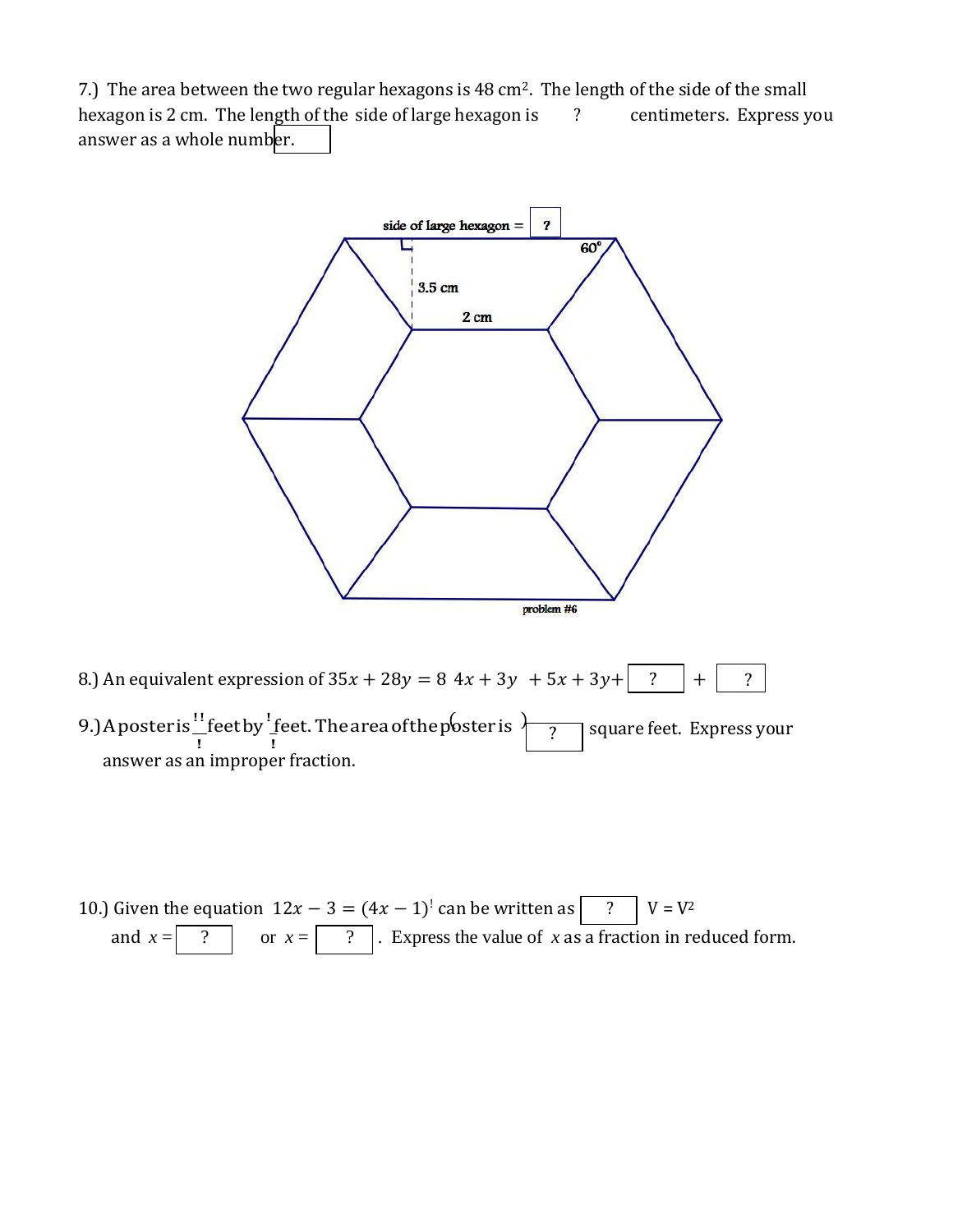7.) The area between the two regular hexagons is 48 cm$^2$. The length of the side of the small hexagon is 2 cm. The length of the side of large hexagon is ? centimeters. Express you answer as a whole number.

side of large hexagon = ?

$60^\circ$

3.5 cm

2 cm

problem #6

8.) An equivalent expression of $35x + 28y = 8\ 4x + 3y\ + 5x + 3y +$ ? + ?

9.) A poster is $\frac{!!}{!}$ feet by $\frac{!}{!}$ feet. The area of the poster is ? square feet. Express your answer as an improper fraction.

10.) Given the equation $12x - 3 = (4x - 1)^!$ can be written as ? V = V$^2$ and $x =$ ? or $x =$ ? . Express the value of $x$ as a fraction in reduced form.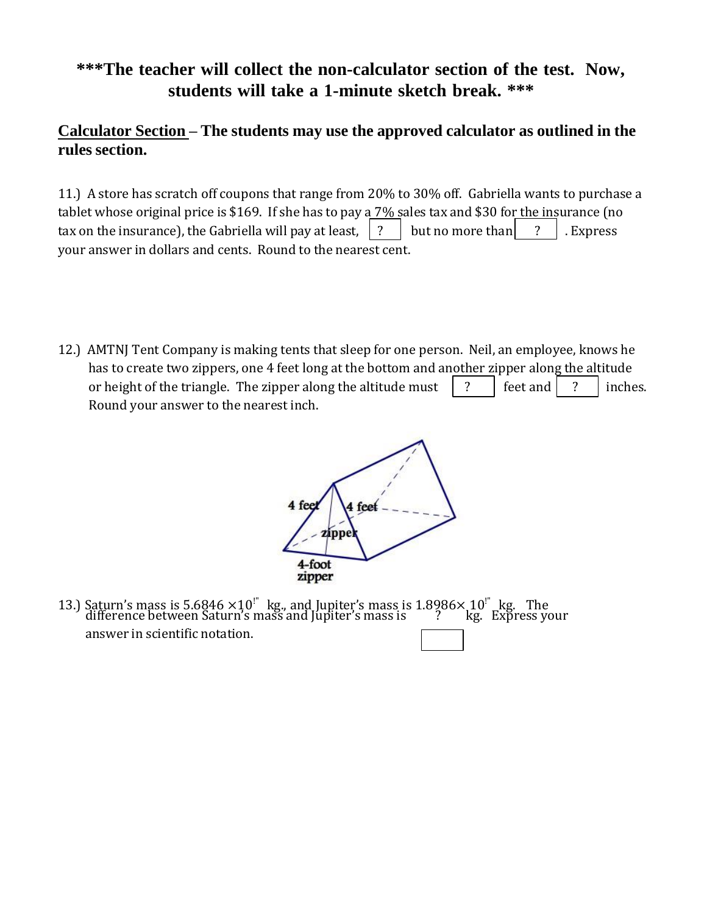**\*\*\*The teacher will collect the non-calculator section of the test. Now, students will take a 1-minute sketch break. \*\*\***

**<u>Calculator Section</u> – The students may use the approved calculator as outlined in the rules section.**

11.) A store has scratch off coupons that range from 20% to 30% off. Gabriella wants to purchase a tablet whose original price is \$169. If she has to pay a 7% sales tax and \$30 for the insurance (no tax on the insurance), the Gabriella will pay at least, [ ? ] but no more than [ ? ]. Express your answer in dollars and cents. Round to the nearest cent.

12.) AMTNJ Tent Company is making tents that sleep for one person. Neil, an employee, knows he has to create two zippers, one 4 feet long at the bottom and another zipper along the altitude or height of the triangle. The zipper along the altitude must [ ? ] feet and [ ? ] inches. Round your answer to the nearest inch.

13.) Saturn's mass is $5.6846 \times 10^{26}$ kg., and Jupiter's mass is $1.8986 \times 10^{27}$ kg. The difference between Saturn's mass and Jupiter's mass is [ ? ] kg. Express your answer in scientific notation.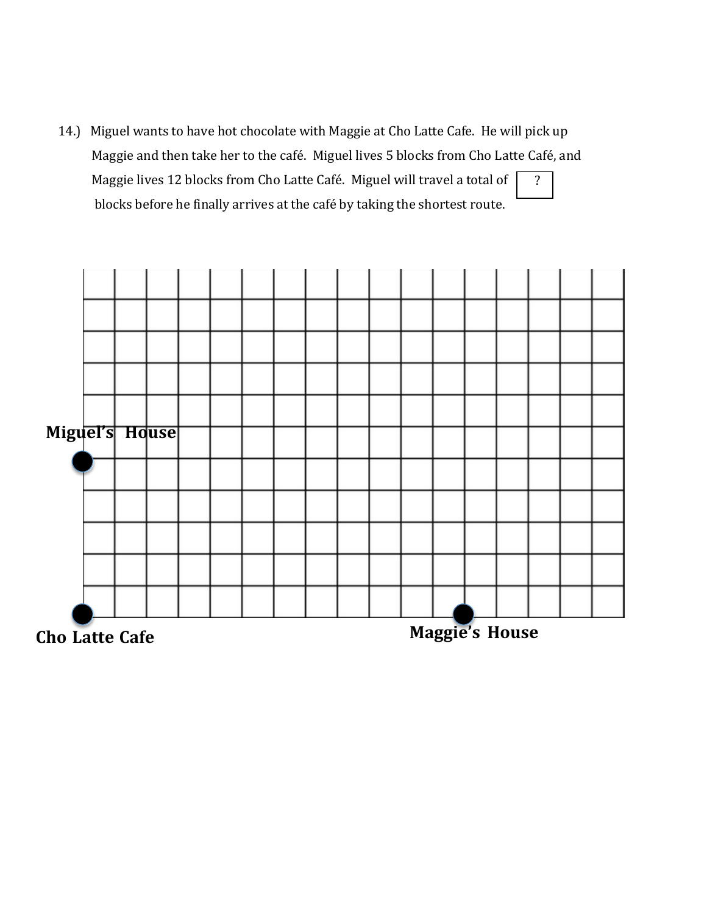14.) Miguel wants to have hot chocolate with Maggie at Cho Latte Cafe. He will pick up Maggie and then take her to the café. Miguel lives 5 blocks from Cho Latte Café, and Maggie lives 12 blocks from Cho Latte Café. Miguel will travel a total of [ ? ] blocks before he finally arrives at the café by taking the shortest route.

Miguel's House

Cho Latte Cafe

Maggie's House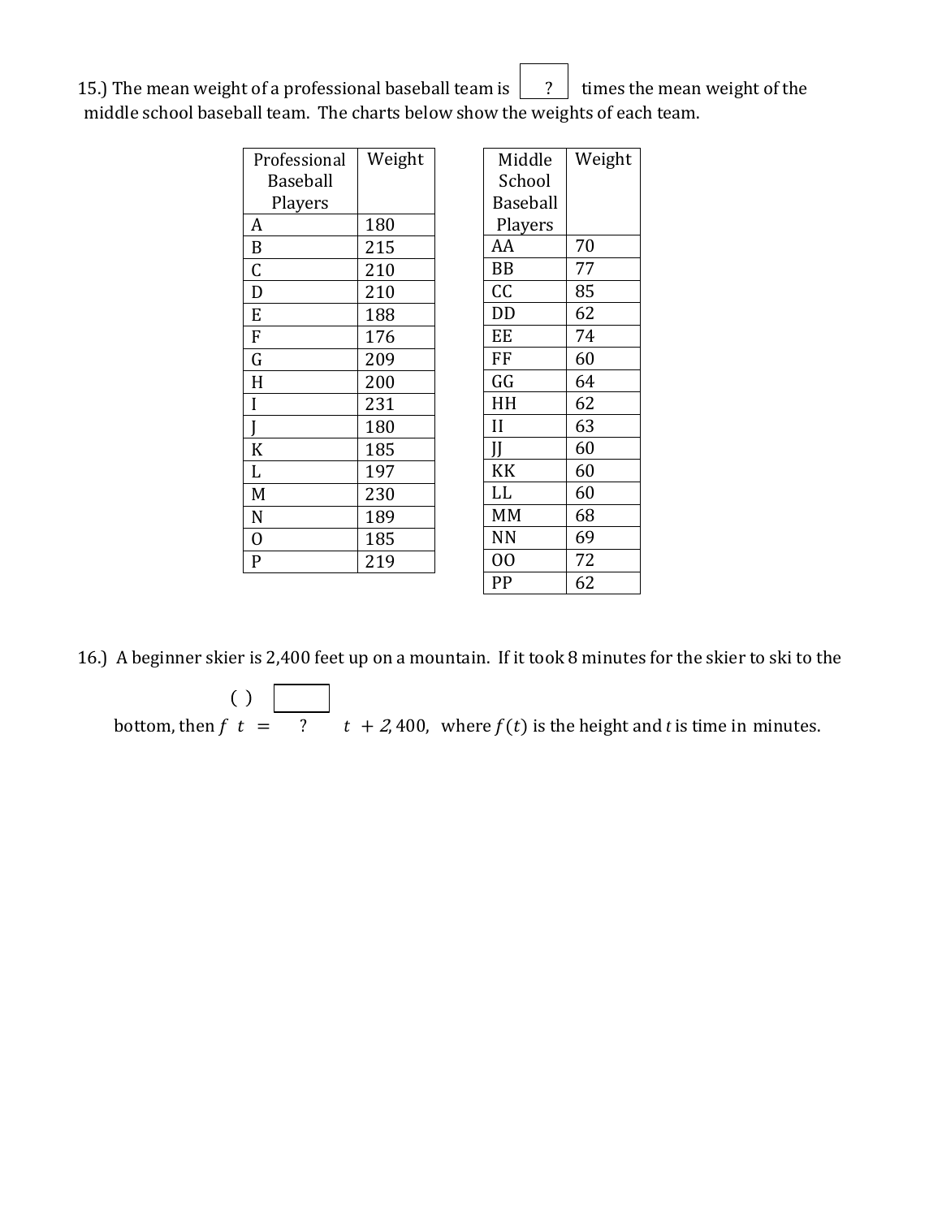15.) The mean weight of a professional baseball team is [ ? ] times the mean weight of the middle school baseball team. The charts below show the weights of each team.

| Professional Baseball Players | Weight |
|---|---|
| A | 180 |
| B | 215 |
| C | 210 |
| D | 210 |
| E | 188 |
| F | 176 |
| G | 209 |
| H | 200 |
| I | 231 |
| J | 180 |
| K | 185 |
| L | 197 |
| M | 230 |
| N | 189 |
| O | 185 |
| P | 219 |

| Middle School Baseball Players | Weight |
|---|---|
| AA | 70 |
| BB | 77 |
| CC | 85 |
| DD | 62 |
| EE | 74 |
| FF | 60 |
| GG | 64 |
| HH | 62 |
| II | 63 |
| JJ | 60 |
| KK | 60 |
| LL | 60 |
| MM | 68 |
| NN | 69 |
| OO | 72 |
| PP | 62 |

16.) A beginner skier is 2,400 feet up on a mountain. If it took 8 minutes for the skier to ski to the bottom, then $f(t) =$ [ ? ] $t + 2{,}400$, where $f(t)$ is the height and $t$ is time in minutes.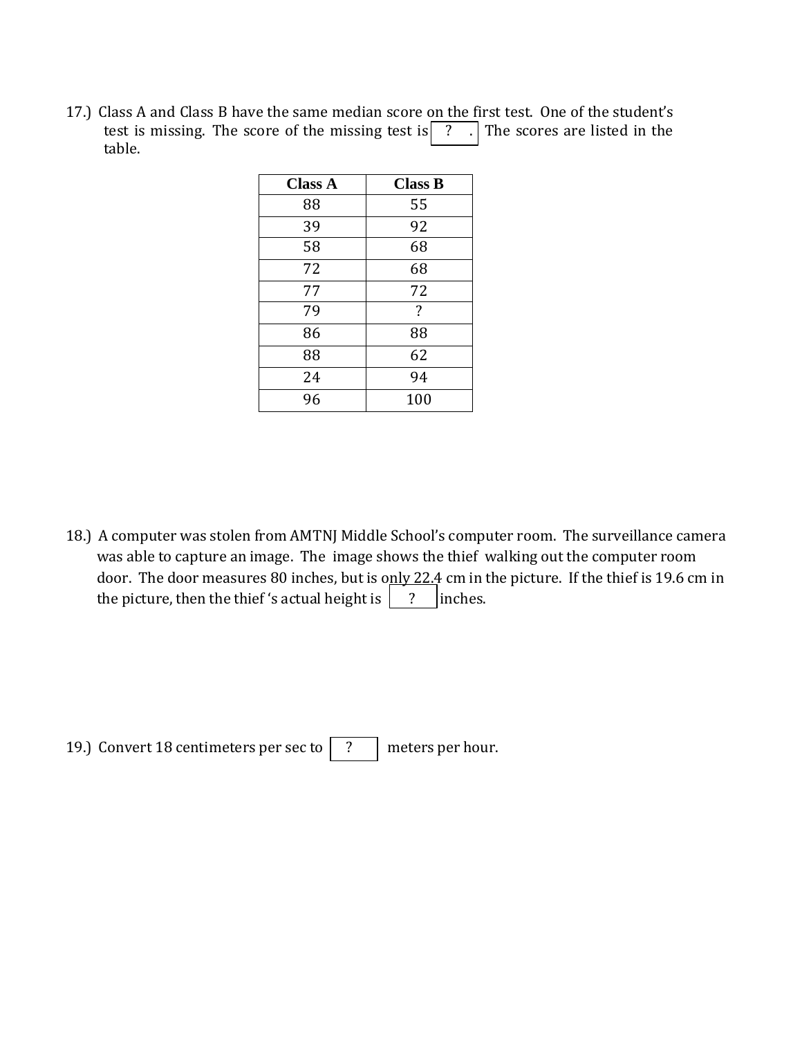17.) Class A and Class B have the same median score on the first test. One of the student's test is missing. The score of the missing test is [ ? . ] The scores are listed in the table.

| Class A | Class B |
|---|---|
| 88 | 55 |
| 39 | 92 |
| 58 | 68 |
| 72 | 68 |
| 77 | 72 |
| 79 | ? |
| 86 | 88 |
| 88 | 62 |
| 24 | 94 |
| 96 | 100 |

18.) A computer was stolen from AMTNJ Middle School's computer room. The surveillance camera was able to capture an image. The image shows the thief walking out the computer room door. The door measures 80 inches, but is only 22.4 cm in the picture. If the thief is 19.6 cm in the picture, then the thief 's actual height is [ ? ] inches.

19.) Convert 18 centimeters per sec to [ ? ] meters per hour.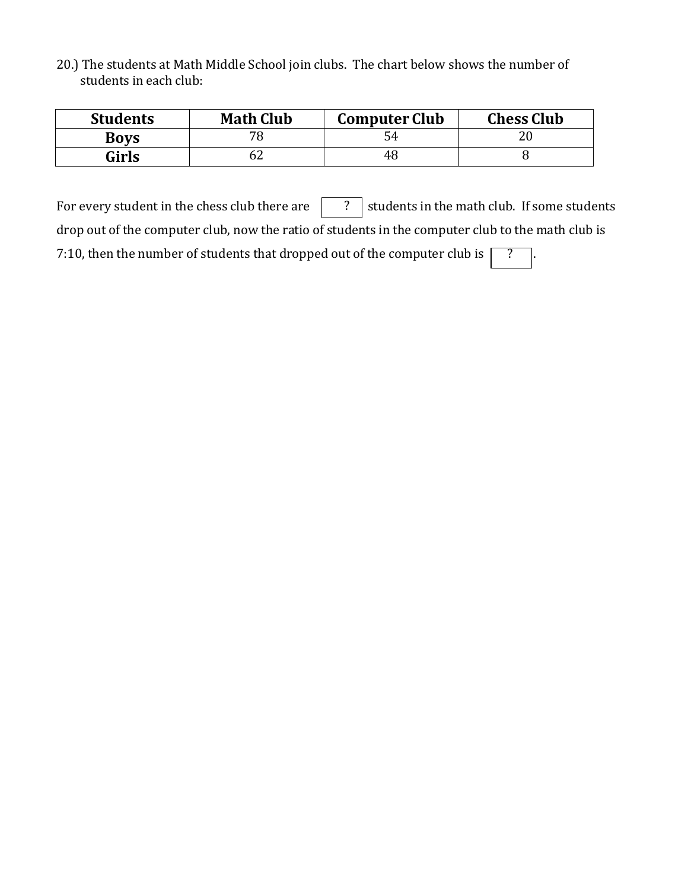20.) The students at Math Middle School join clubs. The chart below shows the number of students in each club:

| Students | Math Club | Computer Club | Chess Club |
|---|---|---|---|
| **Boys** | 78 | 54 | 20 |
| **Girls** | 62 | 48 | 8 |

For every student in the chess club there are [ ? ] students in the math club. If some students drop out of the computer club, now the ratio of students in the computer club to the math club is 7:10, then the number of students that dropped out of the computer club is [ ? ].